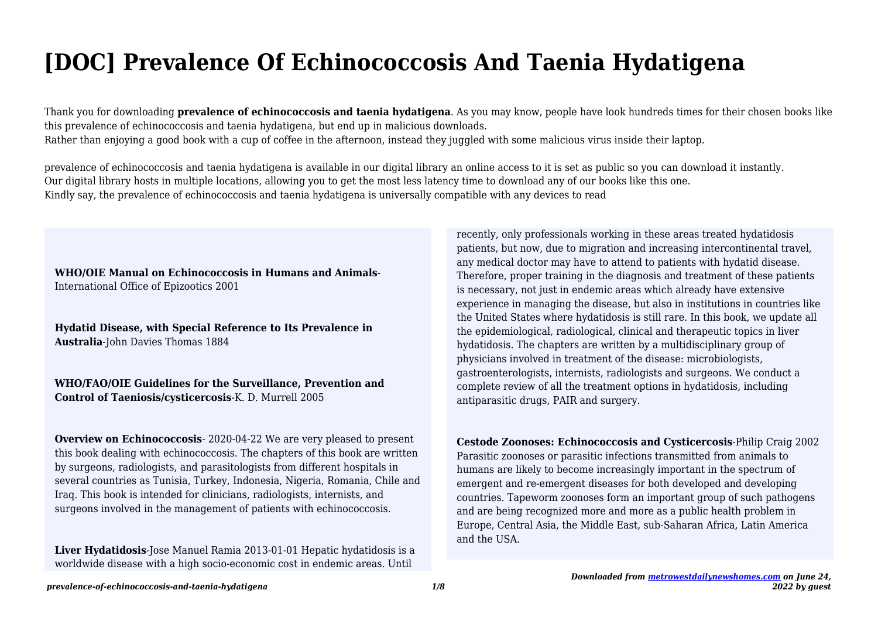# [DOC] Prevalence Of Echinococcosis And Taenia Hydatigena

Thank you for downloading **prevalence of echinococcosis and taenia hydatigena**. As you may know, people have look hundreds times for their chosen books like this prevalence of echinococcosis and taenia hydatigena, but end up in malicious downloads.
Rather than enjoying a good book with a cup of coffee in the afternoon, instead they juggled with some malicious virus inside their laptop.

prevalence of echinococcosis and taenia hydatigena is available in our digital library an online access to it is set as public so you can download it instantly.
Our digital library hosts in multiple locations, allowing you to get the most less latency time to download any of our books like this one.
Kindly say, the prevalence of echinococcosis and taenia hydatigena is universally compatible with any devices to read

**WHO/OIE Manual on Echinococcosis in Humans and Animals**-International Office of Epizootics 2001

**Hydatid Disease, with Special Reference to Its Prevalence in Australia**-John Davies Thomas 1884

**WHO/FAO/OIE Guidelines for the Surveillance, Prevention and Control of Taeniosis/cysticercosis**-K. D. Murrell 2005

**Overview on Echinococcosis**- 2020-04-22 We are very pleased to present this book dealing with echinococcosis. The chapters of this book are written by surgeons, radiologists, and parasitologists from different hospitals in several countries as Tunisia, Turkey, Indonesia, Nigeria, Romania, Chile and Iraq. This book is intended for clinicians, radiologists, internists, and surgeons involved in the management of patients with echinococcosis.

**Liver Hydatidosis**-Jose Manuel Ramia 2013-01-01 Hepatic hydatidosis is a worldwide disease with a high socio-economic cost in endemic areas. Until recently, only professionals working in these areas treated hydatidosis patients, but now, due to migration and increasing intercontinental travel, any medical doctor may have to attend to patients with hydatid disease. Therefore, proper training in the diagnosis and treatment of these patients is necessary, not just in endemic areas which already have extensive experience in managing the disease, but also in institutions in countries like the United States where hydatidosis is still rare. In this book, we update all the epidemiological, radiological, clinical and therapeutic topics in liver hydatidosis. The chapters are written by a multidisciplinary group of physicians involved in treatment of the disease: microbiologists, gastroenterologists, internists, radiologists and surgeons. We conduct a complete review of all the treatment options in hydatidosis, including antiparasitic drugs, PAIR and surgery.

**Cestode Zoonoses: Echinococcosis and Cysticercosis**-Philip Craig 2002 Parasitic zoonoses or parasitic infections transmitted from animals to humans are likely to become increasingly important in the spectrum of emergent and re-emergent diseases for both developed and developing countries. Tapeworm zoonoses form an important group of such pathogens and are being recognized more and more as a public health problem in Europe, Central Asia, the Middle East, sub-Saharan Africa, Latin America and the USA.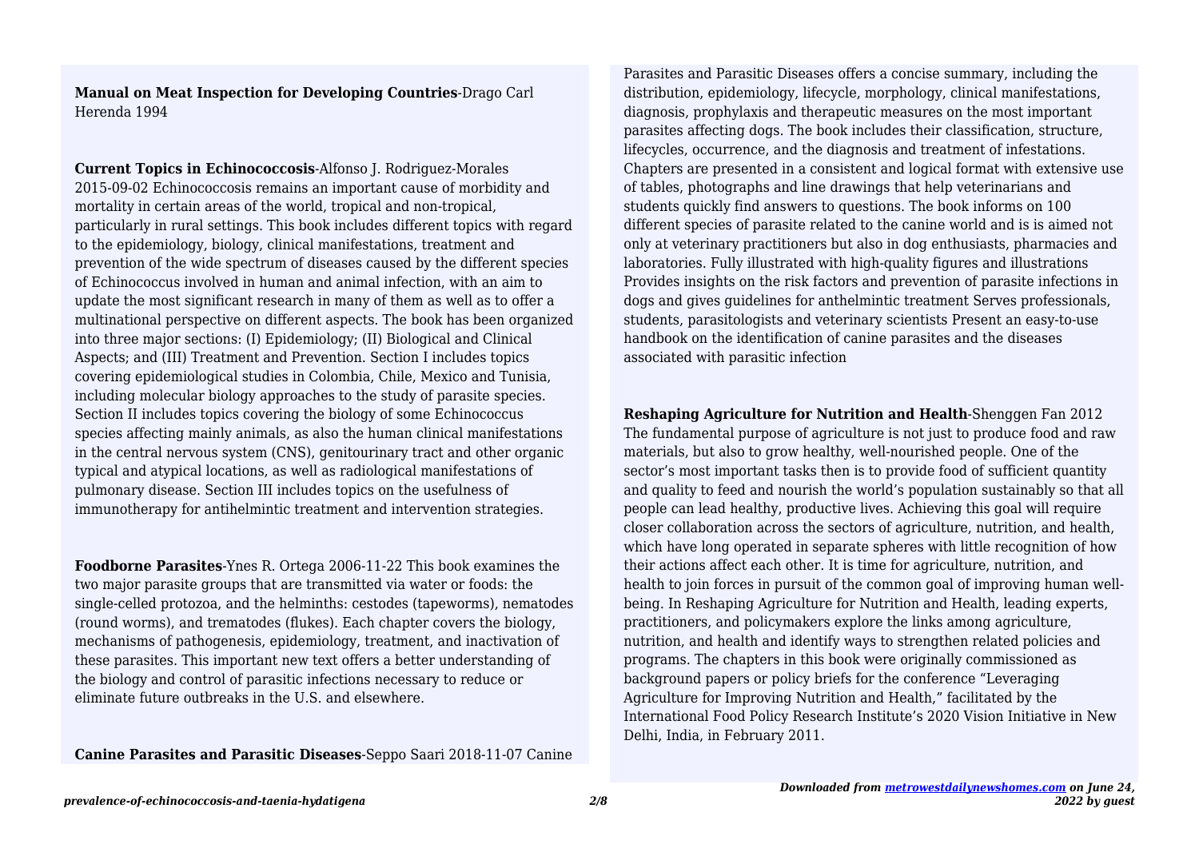**Manual on Meat Inspection for Developing Countries**-Drago Carl Herenda 1994

**Current Topics in Echinococcosis**-Alfonso J. Rodriguez-Morales 2015-09-02 Echinococcosis remains an important cause of morbidity and mortality in certain areas of the world, tropical and non-tropical, particularly in rural settings. This book includes different topics with regard to the epidemiology, biology, clinical manifestations, treatment and prevention of the wide spectrum of diseases caused by the different species of Echinococcus involved in human and animal infection, with an aim to update the most significant research in many of them as well as to offer a multinational perspective on different aspects. The book has been organized into three major sections: (I) Epidemiology; (II) Biological and Clinical Aspects; and (III) Treatment and Prevention. Section I includes topics covering epidemiological studies in Colombia, Chile, Mexico and Tunisia, including molecular biology approaches to the study of parasite species. Section II includes topics covering the biology of some Echinococcus species affecting mainly animals, as also the human clinical manifestations in the central nervous system (CNS), genitourinary tract and other organic typical and atypical locations, as well as radiological manifestations of pulmonary disease. Section III includes topics on the usefulness of immunotherapy for antihelmintic treatment and intervention strategies.

**Foodborne Parasites**-Ynes R. Ortega 2006-11-22 This book examines the two major parasite groups that are transmitted via water or foods: the single-celled protozoa, and the helminths: cestodes (tapeworms), nematodes (round worms), and trematodes (flukes). Each chapter covers the biology, mechanisms of pathogenesis, epidemiology, treatment, and inactivation of these parasites. This important new text offers a better understanding of the biology and control of parasitic infections necessary to reduce or eliminate future outbreaks in the U.S. and elsewhere.

**Canine Parasites and Parasitic Diseases**-Seppo Saari 2018-11-07 Canine Parasites and Parasitic Diseases offers a concise summary, including the distribution, epidemiology, lifecycle, morphology, clinical manifestations, diagnosis, prophylaxis and therapeutic measures on the most important parasites affecting dogs. The book includes their classification, structure, lifecycles, occurrence, and the diagnosis and treatment of infestations. Chapters are presented in a consistent and logical format with extensive use of tables, photographs and line drawings that help veterinarians and students quickly find answers to questions. The book informs on 100 different species of parasite related to the canine world and is is aimed not only at veterinary practitioners but also in dog enthusiasts, pharmacies and laboratories. Fully illustrated with high-quality figures and illustrations Provides insights on the risk factors and prevention of parasite infections in dogs and gives guidelines for anthelmintic treatment Serves professionals, students, parasitologists and veterinary scientists Present an easy-to-use handbook on the identification of canine parasites and the diseases associated with parasitic infection

**Reshaping Agriculture for Nutrition and Health**-Shenggen Fan 2012 The fundamental purpose of agriculture is not just to produce food and raw materials, but also to grow healthy, well-nourished people. One of the sector's most important tasks then is to provide food of sufficient quantity and quality to feed and nourish the world's population sustainably so that all people can lead healthy, productive lives. Achieving this goal will require closer collaboration across the sectors of agriculture, nutrition, and health, which have long operated in separate spheres with little recognition of how their actions affect each other. It is time for agriculture, nutrition, and health to join forces in pursuit of the common goal of improving human well-being. In Reshaping Agriculture for Nutrition and Health, leading experts, practitioners, and policymakers explore the links among agriculture, nutrition, and health and identify ways to strengthen related policies and programs. The chapters in this book were originally commissioned as background papers or policy briefs for the conference "Leveraging Agriculture for Improving Nutrition and Health," facilitated by the International Food Policy Research Institute's 2020 Vision Initiative in New Delhi, India, in February 2011.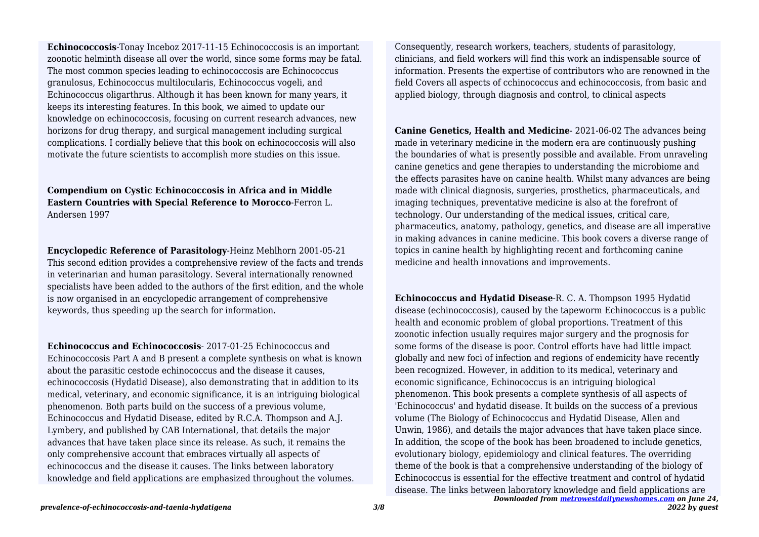**Echinococcosis**-Tonay Inceboz 2017-11-15 Echinococcosis is an important zoonotic helminth disease all over the world, since some forms may be fatal. The most common species leading to echinococcosis are Echinococcus granulosus, Echinococcus multilocularis, Echinococcus vogeli, and Echinococcus oligarthrus. Although it has been known for many years, it keeps its interesting features. In this book, we aimed to update our knowledge on echinococcosis, focusing on current research advances, new horizons for drug therapy, and surgical management including surgical complications. I cordially believe that this book on echinococcosis will also motivate the future scientists to accomplish more studies on this issue.

**Compendium on Cystic Echinococcosis in Africa and in Middle Eastern Countries with Special Reference to Morocco**-Ferron L. Andersen 1997

**Encyclopedic Reference of Parasitology**-Heinz Mehlhorn 2001-05-21 This second edition provides a comprehensive review of the facts and trends in veterinarian and human parasitology. Several internationally renowned specialists have been added to the authors of the first edition, and the whole is now organised in an encyclopedic arrangement of comprehensive keywords, thus speeding up the search for information.

**Echinococcus and Echinococcosis**- 2017-01-25 Echinococcus and Echinococcosis Part A and B present a complete synthesis on what is known about the parasitic cestode echinococcus and the disease it causes, echinococcosis (Hydatid Disease), also demonstrating that in addition to its medical, veterinary, and economic significance, it is an intriguing biological phenomenon. Both parts build on the success of a previous volume, Echinococcus and Hydatid Disease, edited by R.C.A. Thompson and A.J. Lymbery, and published by CAB International, that details the major advances that have taken place since its release. As such, it remains the only comprehensive account that embraces virtually all aspects of echinococcus and the disease it causes. The links between laboratory knowledge and field applications are emphasized throughout the volumes. Consequently, research workers, teachers, students of parasitology, clinicians, and field workers will find this work an indispensable source of information. Presents the expertise of contributors who are renowned in the field Covers all aspects of cchinococcus and echinococcosis, from basic and applied biology, through diagnosis and control, to clinical aspects

**Canine Genetics, Health and Medicine**- 2021-06-02 The advances being made in veterinary medicine in the modern era are continuously pushing the boundaries of what is presently possible and available. From unraveling canine genetics and gene therapies to understanding the microbiome and the effects parasites have on canine health. Whilst many advances are being made with clinical diagnosis, surgeries, prosthetics, pharmaceuticals, and imaging techniques, preventative medicine is also at the forefront of technology. Our understanding of the medical issues, critical care, pharmaceutics, anatomy, pathology, genetics, and disease are all imperative in making advances in canine medicine. This book covers a diverse range of topics in canine health by highlighting recent and forthcoming canine medicine and health innovations and improvements.

**Echinococcus and Hydatid Disease**-R. C. A. Thompson 1995 Hydatid disease (echinococcosis), caused by the tapeworm Echinococcus is a public health and economic problem of global proportions. Treatment of this zoonotic infection usually requires major surgery and the prognosis for some forms of the disease is poor. Control efforts have had little impact globally and new foci of infection and regions of endemicity have recently been recognized. However, in addition to its medical, veterinary and economic significance, Echinococcus is an intriguing biological phenomenon. This book presents a complete synthesis of all aspects of 'Echinococcus' and hydatid disease. It builds on the success of a previous volume (The Biology of Echinococcus and Hydatid Disease, Allen and Unwin, 1986), and details the major advances that have taken place since. In addition, the scope of the book has been broadened to include genetics, evolutionary biology, epidemiology and clinical features. The overriding theme of the book is that a comprehensive understanding of the biology of Echinococcus is essential for the effective treatment and control of hydatid disease. The links between laboratory knowledge and field applications are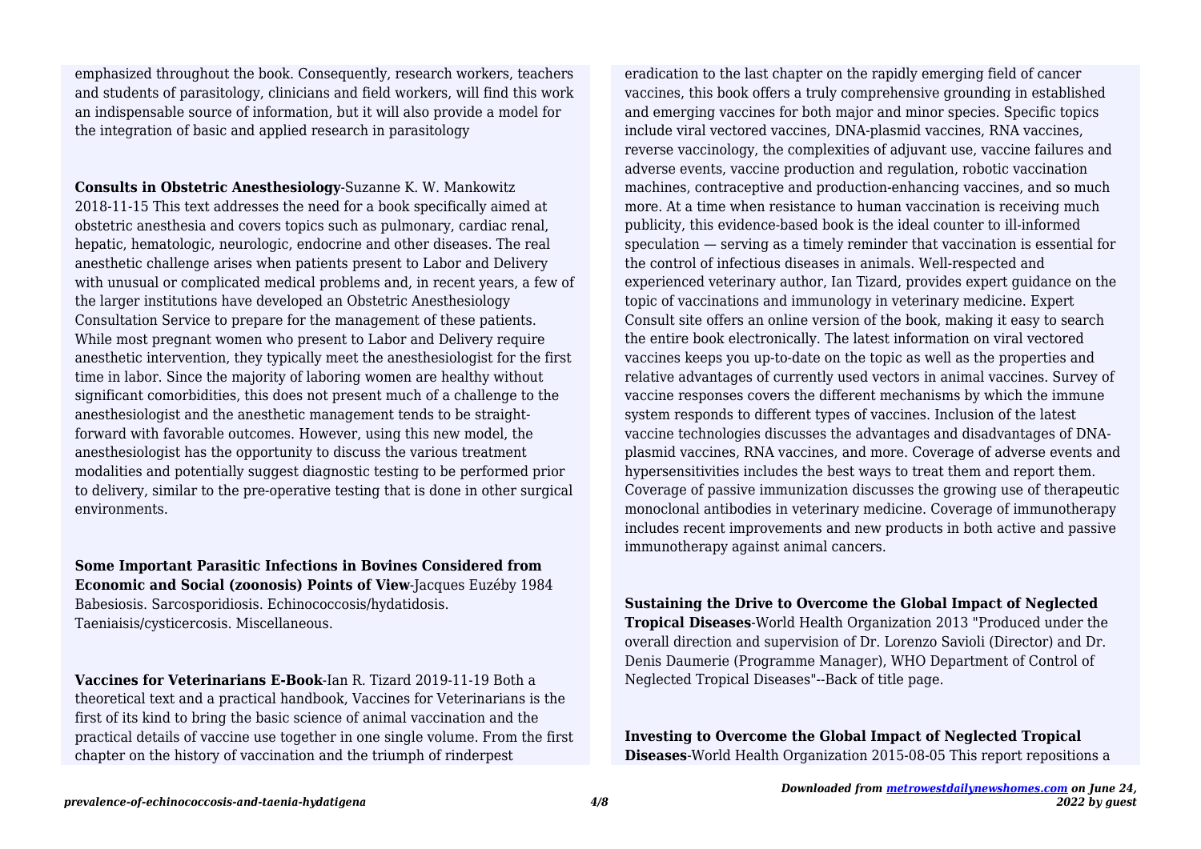emphasized throughout the book. Consequently, research workers, teachers and students of parasitology, clinicians and field workers, will find this work an indispensable source of information, but it will also provide a model for the integration of basic and applied research in parasitology

**Consults in Obstetric Anesthesiology**-Suzanne K. W. Mankowitz 2018-11-15 This text addresses the need for a book specifically aimed at obstetric anesthesia and covers topics such as pulmonary, cardiac renal, hepatic, hematologic, neurologic, endocrine and other diseases. The real anesthetic challenge arises when patients present to Labor and Delivery with unusual or complicated medical problems and, in recent years, a few of the larger institutions have developed an Obstetric Anesthesiology Consultation Service to prepare for the management of these patients. While most pregnant women who present to Labor and Delivery require anesthetic intervention, they typically meet the anesthesiologist for the first time in labor. Since the majority of laboring women are healthy without significant comorbidities, this does not present much of a challenge to the anesthesiologist and the anesthetic management tends to be straight-forward with favorable outcomes. However, using this new model, the anesthesiologist has the opportunity to discuss the various treatment modalities and potentially suggest diagnostic testing to be performed prior to delivery, similar to the pre-operative testing that is done in other surgical environments.

**Some Important Parasitic Infections in Bovines Considered from Economic and Social (zoonosis) Points of View**-Jacques Euzéby 1984 Babesiosis. Sarcosporidiosis. Echinococcosis/hydatidosis. Taeniaisis/cysticercosis. Miscellaneous.

**Vaccines for Veterinarians E-Book**-Ian R. Tizard 2019-11-19 Both a theoretical text and a practical handbook, Vaccines for Veterinarians is the first of its kind to bring the basic science of animal vaccination and the practical details of vaccine use together in one single volume. From the first chapter on the history of vaccination and the triumph of rinderpest eradication to the last chapter on the rapidly emerging field of cancer vaccines, this book offers a truly comprehensive grounding in established and emerging vaccines for both major and minor species. Specific topics include viral vectored vaccines, DNA-plasmid vaccines, RNA vaccines, reverse vaccinology, the complexities of adjuvant use, vaccine failures and adverse events, vaccine production and regulation, robotic vaccination machines, contraceptive and production-enhancing vaccines, and so much more. At a time when resistance to human vaccination is receiving much publicity, this evidence-based book is the ideal counter to ill-informed speculation — serving as a timely reminder that vaccination is essential for the control of infectious diseases in animals. Well-respected and experienced veterinary author, Ian Tizard, provides expert guidance on the topic of vaccinations and immunology in veterinary medicine. Expert Consult site offers an online version of the book, making it easy to search the entire book electronically. The latest information on viral vectored vaccines keeps you up-to-date on the topic as well as the properties and relative advantages of currently used vectors in animal vaccines. Survey of vaccine responses covers the different mechanisms by which the immune system responds to different types of vaccines. Inclusion of the latest vaccine technologies discusses the advantages and disadvantages of DNA-plasmid vaccines, RNA vaccines, and more. Coverage of adverse events and hypersensitivities includes the best ways to treat them and report them. Coverage of passive immunization discusses the growing use of therapeutic monoclonal antibodies in veterinary medicine. Coverage of immunotherapy includes recent improvements and new products in both active and passive immunotherapy against animal cancers.

**Sustaining the Drive to Overcome the Global Impact of Neglected Tropical Diseases**-World Health Organization 2013 "Produced under the overall direction and supervision of Dr. Lorenzo Savioli (Director) and Dr. Denis Daumerie (Programme Manager), WHO Department of Control of Neglected Tropical Diseases"--Back of title page.

**Investing to Overcome the Global Impact of Neglected Tropical Diseases**-World Health Organization 2015-08-05 This report repositions a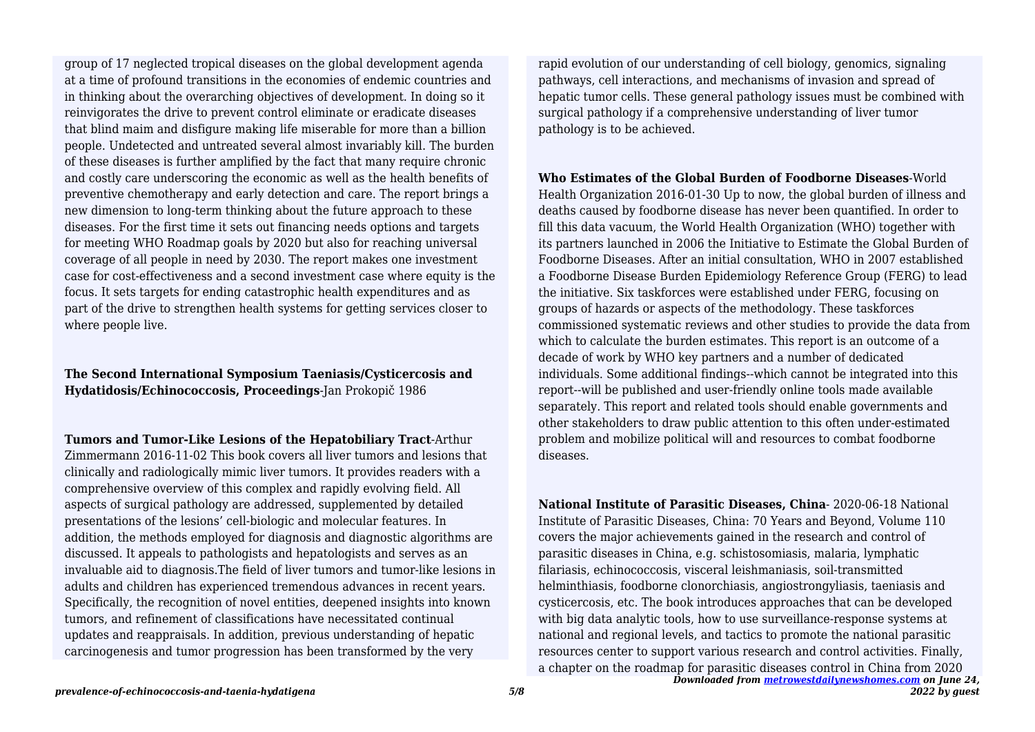group of 17 neglected tropical diseases on the global development agenda at a time of profound transitions in the economies of endemic countries and in thinking about the overarching objectives of development. In doing so it reinvigorates the drive to prevent control eliminate or eradicate diseases that blind maim and disfigure making life miserable for more than a billion people. Undetected and untreated several almost invariably kill. The burden of these diseases is further amplified by the fact that many require chronic and costly care underscoring the economic as well as the health benefits of preventive chemotherapy and early detection and care. The report brings a new dimension to long-term thinking about the future approach to these diseases. For the first time it sets out financing needs options and targets for meeting WHO Roadmap goals by 2020 but also for reaching universal coverage of all people in need by 2030. The report makes one investment case for cost-effectiveness and a second investment case where equity is the focus. It sets targets for ending catastrophic health expenditures and as part of the drive to strengthen health systems for getting services closer to where people live.

**The Second International Symposium Taeniasis/Cysticercosis and Hydatidosis/Echinococcosis, Proceedings**-Jan Prokopič 1986

**Tumors and Tumor-Like Lesions of the Hepatobiliary Tract**-Arthur Zimmermann 2016-11-02 This book covers all liver tumors and lesions that clinically and radiologically mimic liver tumors. It provides readers with a comprehensive overview of this complex and rapidly evolving field. All aspects of surgical pathology are addressed, supplemented by detailed presentations of the lesions' cell-biologic and molecular features. In addition, the methods employed for diagnosis and diagnostic algorithms are discussed. It appeals to pathologists and hepatologists and serves as an invaluable aid to diagnosis.The field of liver tumors and tumor-like lesions in adults and children has experienced tremendous advances in recent years. Specifically, the recognition of novel entities, deepened insights into known tumors, and refinement of classifications have necessitated continual updates and reappraisals. In addition, previous understanding of hepatic carcinogenesis and tumor progression has been transformed by the very rapid evolution of our understanding of cell biology, genomics, signaling pathways, cell interactions, and mechanisms of invasion and spread of hepatic tumor cells. These general pathology issues must be combined with surgical pathology if a comprehensive understanding of liver tumor pathology is to be achieved.

**Who Estimates of the Global Burden of Foodborne Diseases**-World Health Organization 2016-01-30 Up to now, the global burden of illness and deaths caused by foodborne disease has never been quantified. In order to fill this data vacuum, the World Health Organization (WHO) together with its partners launched in 2006 the Initiative to Estimate the Global Burden of Foodborne Diseases. After an initial consultation, WHO in 2007 established a Foodborne Disease Burden Epidemiology Reference Group (FERG) to lead the initiative. Six taskforces were established under FERG, focusing on groups of hazards or aspects of the methodology. These taskforces commissioned systematic reviews and other studies to provide the data from which to calculate the burden estimates. This report is an outcome of a decade of work by WHO key partners and a number of dedicated individuals. Some additional findings--which cannot be integrated into this report--will be published and user-friendly online tools made available separately. This report and related tools should enable governments and other stakeholders to draw public attention to this often under-estimated problem and mobilize political will and resources to combat foodborne diseases.

**National Institute of Parasitic Diseases, China**- 2020-06-18 National Institute of Parasitic Diseases, China: 70 Years and Beyond, Volume 110 covers the major achievements gained in the research and control of parasitic diseases in China, e.g. schistosomiasis, malaria, lymphatic filariasis, echinococcosis, visceral leishmaniasis, soil-transmitted helminthiasis, foodborne clonorchiasis, angiostrongyliasis, taeniasis and cysticercosis, etc. The book introduces approaches that can be developed with big data analytic tools, how to use surveillance-response systems at national and regional levels, and tactics to promote the national parasitic resources center to support various research and control activities. Finally, a chapter on the roadmap for parasitic diseases control in China from 2020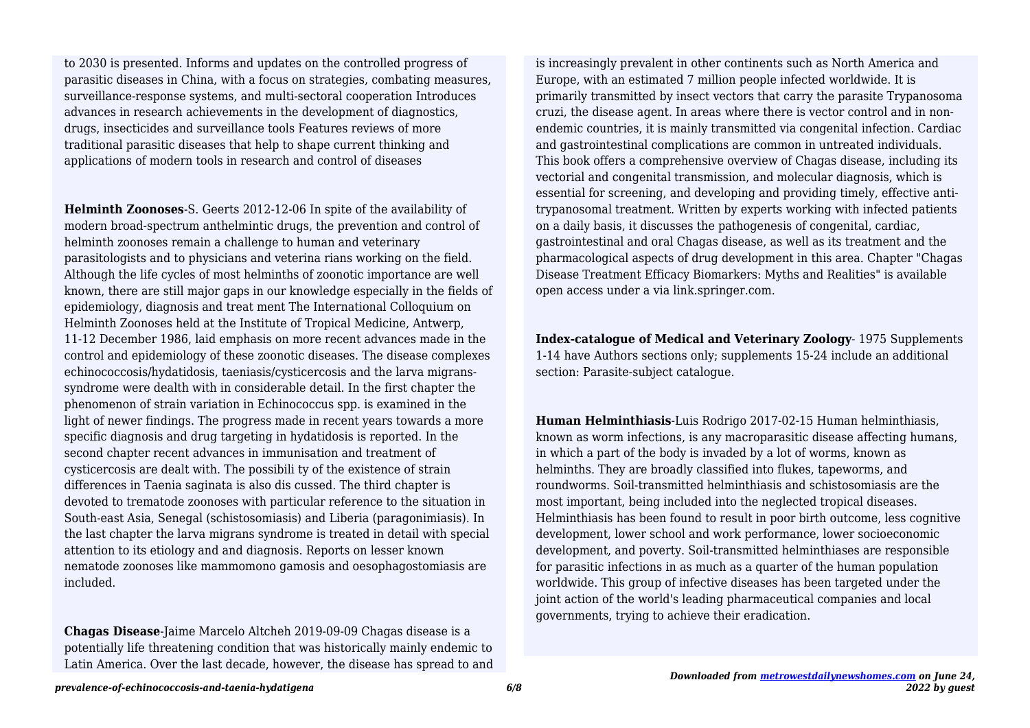to 2030 is presented. Informs and updates on the controlled progress of parasitic diseases in China, with a focus on strategies, combating measures, surveillance-response systems, and multi-sectoral cooperation Introduces advances in research achievements in the development of diagnostics, drugs, insecticides and surveillance tools Features reviews of more traditional parasitic diseases that help to shape current thinking and applications of modern tools in research and control of diseases

**Helminth Zoonoses**-S. Geerts 2012-12-06 In spite of the availability of modern broad-spectrum anthelmintic drugs, the prevention and control of helminth zoonoses remain a challenge to human and veterinary parasitologists and to physicians and veterina rians working on the field. Although the life cycles of most helminths of zoonotic importance are well known, there are still major gaps in our knowledge especially in the fields of epidemiology, diagnosis and treat ment The International Colloquium on Helminth Zoonoses held at the Institute of Tropical Medicine, Antwerp, 11-12 December 1986, laid emphasis on more recent advances made in the control and epidemiology of these zoonotic diseases. The disease complexes echinococcosis/hydatidosis, taeniasis/cysticercosis and the larva migrans-syndrome were dealth with in considerable detail. In the first chapter the phenomenon of strain variation in Echinococcus spp. is examined in the light of newer findings. The progress made in recent years towards a more specific diagnosis and drug targeting in hydatidosis is reported. In the second chapter recent advances in immunisation and treatment of cysticercosis are dealt with. The possibili ty of the existence of strain differences in Taenia saginata is also dis cussed. The third chapter is devoted to trematode zoonoses with particular reference to the situation in South-east Asia, Senegal (schistosomiasis) and Liberia (paragonimiasis). In the last chapter the larva migrans syndrome is treated in detail with special attention to its etiology and and diagnosis. Reports on lesser known nematode zoonoses like mammomono gamosis and oesophagostomiasis are included.

**Chagas Disease**-Jaime Marcelo Altcheh 2019-09-09 Chagas disease is a potentially life threatening condition that was historically mainly endemic to Latin America. Over the last decade, however, the disease has spread to and is increasingly prevalent in other continents such as North America and Europe, with an estimated 7 million people infected worldwide. It is primarily transmitted by insect vectors that carry the parasite Trypanosoma cruzi, the disease agent. In areas where there is vector control and in non-endemic countries, it is mainly transmitted via congenital infection. Cardiac and gastrointestinal complications are common in untreated individuals. This book offers a comprehensive overview of Chagas disease, including its vectorial and congenital transmission, and molecular diagnosis, which is essential for screening, and developing and providing timely, effective anti-trypanosomal treatment. Written by experts working with infected patients on a daily basis, it discusses the pathogenesis of congenital, cardiac, gastrointestinal and oral Chagas disease, as well as its treatment and the pharmacological aspects of drug development in this area. Chapter "Chagas Disease Treatment Efficacy Biomarkers: Myths and Realities" is available open access under a via link.springer.com.

**Index-catalogue of Medical and Veterinary Zoology**- 1975 Supplements 1-14 have Authors sections only; supplements 15-24 include an additional section: Parasite-subject catalogue.

**Human Helminthiasis**-Luis Rodrigo 2017-02-15 Human helminthiasis, known as worm infections, is any macroparasitic disease affecting humans, in which a part of the body is invaded by a lot of worms, known as helminths. They are broadly classified into flukes, tapeworms, and roundworms. Soil-transmitted helminthiasis and schistosomiasis are the most important, being included into the neglected tropical diseases. Helminthiasis has been found to result in poor birth outcome, less cognitive development, lower school and work performance, lower socioeconomic development, and poverty. Soil-transmitted helminthiases are responsible for parasitic infections in as much as a quarter of the human population worldwide. This group of infective diseases has been targeted under the joint action of the world's leading pharmaceutical companies and local governments, trying to achieve their eradication.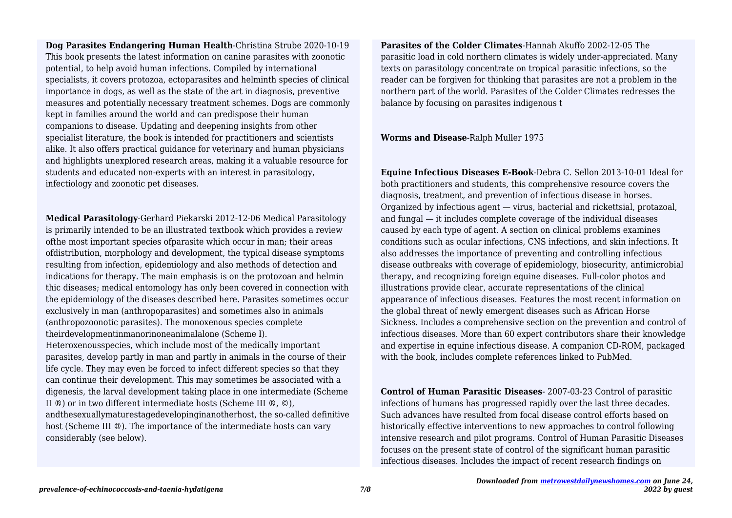**Dog Parasites Endangering Human Health**-Christina Strube 2020-10-19 This book presents the latest information on canine parasites with zoonotic potential, to help avoid human infections. Compiled by international specialists, it covers protozoa, ectoparasites and helminth species of clinical importance in dogs, as well as the state of the art in diagnosis, preventive measures and potentially necessary treatment schemes. Dogs are commonly kept in families around the world and can predispose their human companions to disease. Updating and deepening insights from other specialist literature, the book is intended for practitioners and scientists alike. It also offers practical guidance for veterinary and human physicians and highlights unexplored research areas, making it a valuable resource for students and educated non-experts with an interest in parasitology, infectiology and zoonotic pet diseases.

**Medical Parasitology**-Gerhard Piekarski 2012-12-06 Medical Parasitology is primarily intended to be an illustrated textbook which provides a review ofthe most important species ofparasite which occur in man; their areas ofdistribution, morphology and development, the typical disease symptoms resulting from infection, epidemiology and also methods of detection and indications for therapy. The main emphasis is on the protozoan and helmin thic diseases; medical entomology has only been covered in connection with the epidemiology of the diseases described here. Parasites sometimes occur exclusively in man (anthropoparasites) and sometimes also in animals (anthropozoonotic parasites). The monoxenous species complete theirdevelopmentinmanorinoneanimalalone (Scheme I). Heteroxenousspecies, which include most of the medically important parasites, develop partly in man and partly in animals in the course of their life cycle. They may even be forced to infect different species so that they can continue their development. This may sometimes be associated with a digenesis, the larval development taking place in one intermediate (Scheme II ®) or in two different intermediate hosts (Scheme III ®, ©), andthesexuallymaturestagedevelopinginanotherhost, the so-called definitive host (Scheme III ®). The importance of the intermediate hosts can vary considerably (see below).

**Parasites of the Colder Climates**-Hannah Akuffo 2002-12-05 The parasitic load in cold northern climates is widely under-appreciated. Many texts on parasitology concentrate on tropical parasitic infections, so the reader can be forgiven for thinking that parasites are not a problem in the northern part of the world. Parasites of the Colder Climates redresses the balance by focusing on parasites indigenous t

**Worms and Disease**-Ralph Muller 1975

**Equine Infectious Diseases E-Book**-Debra C. Sellon 2013-10-01 Ideal for both practitioners and students, this comprehensive resource covers the diagnosis, treatment, and prevention of infectious disease in horses. Organized by infectious agent — virus, bacterial and rickettsial, protozoal, and fungal — it includes complete coverage of the individual diseases caused by each type of agent. A section on clinical problems examines conditions such as ocular infections, CNS infections, and skin infections. It also addresses the importance of preventing and controlling infectious disease outbreaks with coverage of epidemiology, biosecurity, antimicrobial therapy, and recognizing foreign equine diseases. Full-color photos and illustrations provide clear, accurate representations of the clinical appearance of infectious diseases. Features the most recent information on the global threat of newly emergent diseases such as African Horse Sickness. Includes a comprehensive section on the prevention and control of infectious diseases. More than 60 expert contributors share their knowledge and expertise in equine infectious disease. A companion CD-ROM, packaged with the book, includes complete references linked to PubMed.

**Control of Human Parasitic Diseases**- 2007-03-23 Control of parasitic infections of humans has progressed rapidly over the last three decades. Such advances have resulted from focal disease control efforts based on historically effective interventions to new approaches to control following intensive research and pilot programs. Control of Human Parasitic Diseases focuses on the present state of control of the significant human parasitic infectious diseases. Includes the impact of recent research findings on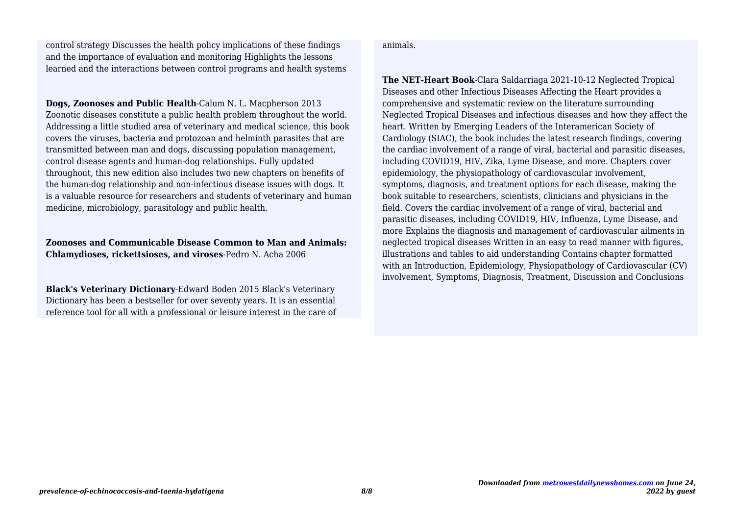control strategy Discusses the health policy implications of these findings and the importance of evaluation and monitoring Highlights the lessons learned and the interactions between control programs and health systems

**Dogs, Zoonoses and Public Health**-Calum N. L. Macpherson 2013 Zoonotic diseases constitute a public health problem throughout the world. Addressing a little studied area of veterinary and medical science, this book covers the viruses, bacteria and protozoan and helminth parasites that are transmitted between man and dogs, discussing population management, control disease agents and human-dog relationships. Fully updated throughout, this new edition also includes two new chapters on benefits of the human-dog relationship and non-infectious disease issues with dogs. It is a valuable resource for researchers and students of veterinary and human medicine, microbiology, parasitology and public health.

**Zoonoses and Communicable Disease Common to Man and Animals: Chlamydioses, rickettsioses, and viroses**-Pedro N. Acha 2006

**Black's Veterinary Dictionary**-Edward Boden 2015 Black's Veterinary Dictionary has been a bestseller for over seventy years. It is an essential reference tool for all with a professional or leisure interest in the care of animals.

**The NET-Heart Book**-Clara Saldarriaga 2021-10-12 Neglected Tropical Diseases and other Infectious Diseases Affecting the Heart provides a comprehensive and systematic review on the literature surrounding Neglected Tropical Diseases and infectious diseases and how they affect the heart. Written by Emerging Leaders of the Interamerican Society of Cardiology (SIAC), the book includes the latest research findings, covering the cardiac involvement of a range of viral, bacterial and parasitic diseases, including COVID19, HIV, Zika, Lyme Disease, and more. Chapters cover epidemiology, the physiopathology of cardiovascular involvement, symptoms, diagnosis, and treatment options for each disease, making the book suitable to researchers, scientists, clinicians and physicians in the field. Covers the cardiac involvement of a range of viral, bacterial and parasitic diseases, including COVID19, HIV, Influenza, Lyme Disease, and more Explains the diagnosis and management of cardiovascular ailments in neglected tropical diseases Written in an easy to read manner with figures, illustrations and tables to aid understanding Contains chapter formatted with an Introduction, Epidemiology, Physiopathology of Cardiovascular (CV) involvement, Symptoms, Diagnosis, Treatment, Discussion and Conclusions